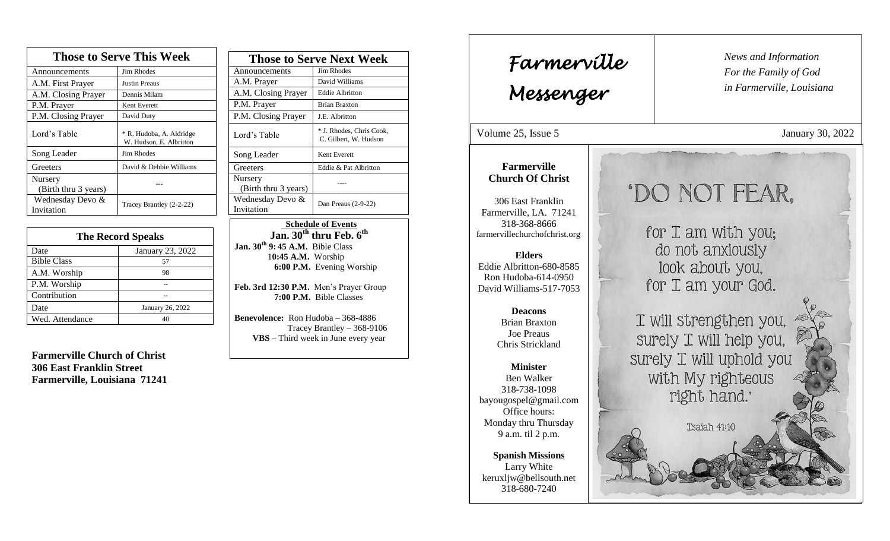## Those to Serve This Week

| Those to Serve This Week | |
|---|---|
| Announcements | Jim Rhodes |
| A.M. First Prayer | Justin Preaus |
| A.M. Closing Prayer | Dennis Milam |
| P.M. Prayer | Kent Everett |
| P.M. Closing Prayer | David Duty |
| Lord's Table | * R. Hudoba, A. Aldridge W. Hudson, E. Albritton |
| Song Leader | Jim Rhodes |
| Greeters | David & Debbie Williams |
| Nursery (Birth thru 3 years) | --- |
| Wednesday Devo & Invitation | Tracey Brantley (2-2-22) |

## The Record Speaks

| Date | January 23, 2022 |
|---|---|
| Bible Class | 57 |
| A.M. Worship | 98 |
| P.M. Worship | -- |
| Contribution | -- |
| Date | January 26, 2022 |
| Wed. Attendance | 40 |

**Farmerville Church of Christ**
**306 East Franklin Street**
**Farmerville, Louisiana 71241**

## Those to Serve Next Week

| Those to Serve Next Week | |
|---|---|
| Announcements | Jim Rhodes |
| A.M. Prayer | David Williams |
| A.M. Closing Prayer | Eddie Albritton |
| P.M. Prayer | Brian Braxton |
| P.M. Closing Prayer | J.E. Albritton |
| Lord's Table | * J. Rhodes, Chris Cook, C. Gilbert, W. Hudson |
| Song Leader | Kent Everett |
| Greeters | Eddie & Pat Albritton |
| Nursery (Birth thru 3 years) | ---- |
| Wednesday Devo & Invitation | Dan Preaus (2-9-22) |

**Schedule of Events**
**Jan. 30th thru Feb. 6th**

**Jan. 30th 9:45 A.M.** Bible Class
**10:45 A.M.** Worship
**6:00 P.M.** Evening Worship

**Feb. 3rd 12:30 P.M.** Men's Prayer Group
**7:00 P.M.** Bible Classes

**Benevolence:** Ron Hudoba – 368-4886
Tracey Brantley – 368-9106
**VBS** – Third week in June every year

# *Farmerville Messenger*

*News and Information*
*For the Family of God*
*in Farmerville, Louisiana*

Volume 25, Issue 5 — January 30, 2022

**Farmerville Church Of Christ**

306 East Franklin
Farmerville, LA. 71241
318-368-8666
farmervillechurchofchrist.org

**Elders**
Eddie Albritton-680-8585
Ron Hudoba-614-0950
David Williams-517-7053

**Deacons**
Brian Braxton
Joe Preaus
Chris Strickland

**Minister**
Ben Walker
318-738-1098
bayougospel@gmail.com
Office hours:
Monday thru Thursday
9 a.m. til 2 p.m.

**Spanish Missions**
Larry White
keruxljw@bellsouth.net
318-680-7240

'DO NOT FEAR,
for I am with you;
do not anxiously
look about you,
for I am your God.

I will strengthen you,
surely I will help you,
surely I will uphold you
with My righteous
right hand.'

Isaiah 41:10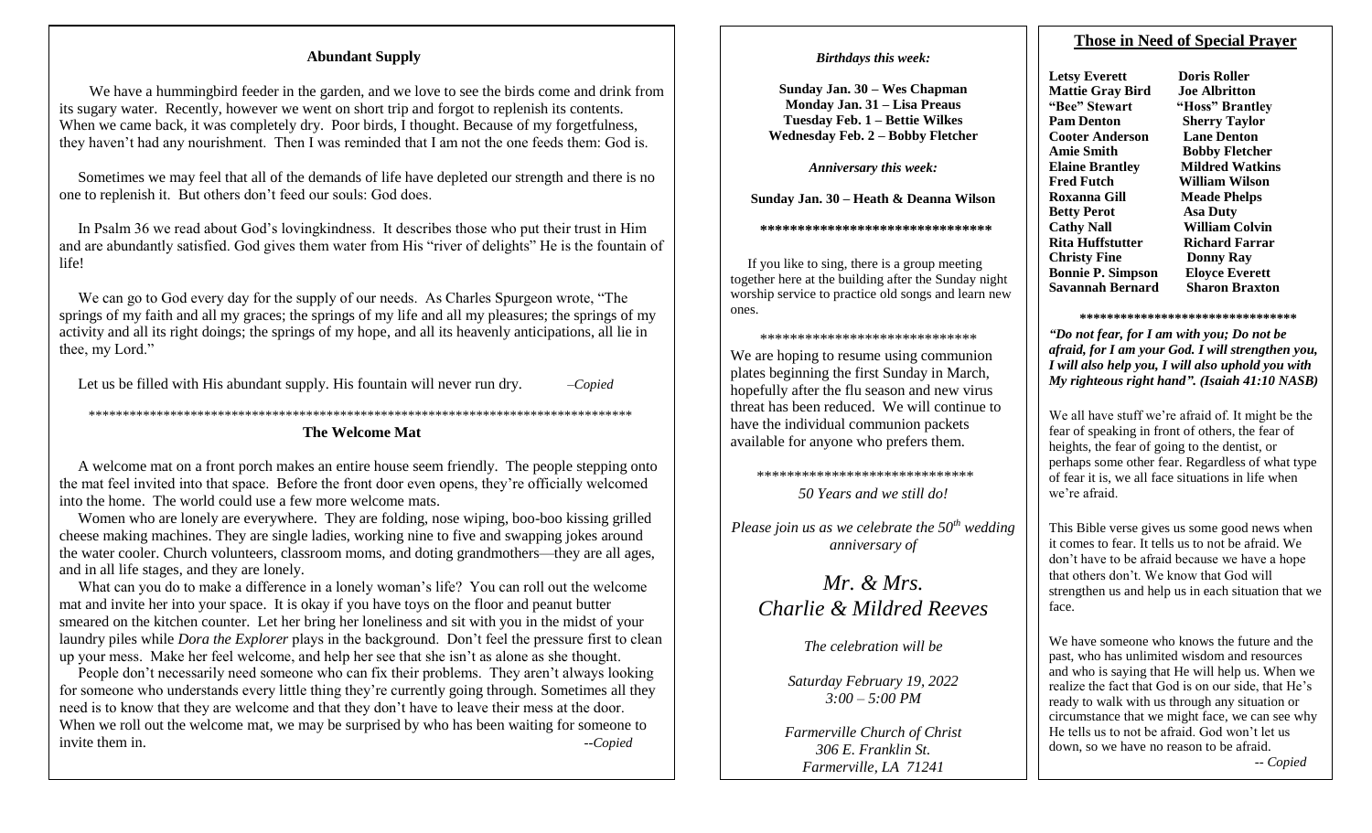## Abundant Supply

We have a hummingbird feeder in the garden, and we love to see the birds come and drink from its sugary water. Recently, however we went on short trip and forgot to replenish its contents. When we came back, it was completely dry. Poor birds, I thought. Because of my forgetfulness, they haven't had any nourishment. Then I was reminded that I am not the one feeds them: God is.

Sometimes we may feel that all of the demands of life have depleted our strength and there is no one to replenish it. But others don't feed our souls: God does.

In Psalm 36 we read about God's lovingkindness. It describes those who put their trust in Him and are abundantly satisfied. God gives them water from His "river of delights" He is the fountain of life!

We can go to God every day for the supply of our needs. As Charles Spurgeon wrote, "The springs of my faith and all my graces; the springs of my life and all my pleasures; the springs of my activity and all its right doings; the springs of my hope, and all its heavenly anticipations, all lie in thee, my Lord."

Let us be filled with His abundant supply. His fountain will never run dry. *–Copied*

*******************************************************************************

## The Welcome Mat

A welcome mat on a front porch makes an entire house seem friendly. The people stepping onto the mat feel invited into that space. Before the front door even opens, they're officially welcomed into the home. The world could use a few more welcome mats.

Women who are lonely are everywhere. They are folding, nose wiping, boo-boo kissing grilled cheese making machines. They are single ladies, working nine to five and swapping jokes around the water cooler. Church volunteers, classroom moms, and doting grandmothers—they are all ages, and in all life stages, and they are lonely.

What can you do to make a difference in a lonely woman's life? You can roll out the welcome mat and invite her into your space. It is okay if you have toys on the floor and peanut butter smeared on the kitchen counter. Let her bring her loneliness and sit with you in the midst of your laundry piles while *Dora the Explorer* plays in the background. Don't feel the pressure first to clean up your mess. Make her feel welcome, and help her see that she isn't as alone as she thought.

People don't necessarily need someone who can fix their problems. They aren't always looking for someone who understands every little thing they're currently going through. Sometimes all they need is to know that they are welcome and that they don't have to leave their mess at the door. When we roll out the welcome mat, we may be surprised by who has been waiting for someone to invite them in. *--Copied*

*Birthdays this week:*

**Sunday Jan. 30 – Wes Chapman**
**Monday Jan. 31 – Lisa Preaus**
**Tuesday Feb. 1 – Bettie Wilkes**
**Wednesday Feb. 2 – Bobby Fletcher**

*Anniversary this week:*

**Sunday Jan. 30 – Heath & Deanna Wilson**

*******************************

If you like to sing, there is a group meeting together here at the building after the Sunday night worship service to practice old songs and learn new ones.

*****************************

We are hoping to resume using communion plates beginning the first Sunday in March, hopefully after the flu season and new virus threat has been reduced. We will continue to have the individual communion packets available for anyone who prefers them.

*****************************

*50 Years and we still do!*

*Please join us as we celebrate the 50th wedding anniversary of*

*Mr. & Mrs.*
*Charlie & Mildred Reeves*

*The celebration will be*

*Saturday February 19, 2022*
*3:00 – 5:00 PM*

*Farmerville Church of Christ*
*306 E. Franklin St.*
*Farmerville, LA 71241*

## Those in Need of Special Prayer

| | |
|---|---|
| **Letsy Everett** | **Doris Roller** |
| **Mattie Gray Bird** | **Joe Albritton** |
| **"Bee" Stewart** | **"Hoss" Brantley** |
| **Pam Denton** | **Sherry Taylor** |
| **Cooter Anderson** | **Lane Denton** |
| **Amie Smith** | **Bobby Fletcher** |
| **Elaine Brantley** | **Mildred Watkins** |
| **Fred Futch** | **William Wilson** |
| **Roxanna Gill** | **Meade Phelps** |
| **Betty Perot** | **Asa Duty** |
| **Cathy Nall** | **William Colvin** |
| **Rita Huffstutter** | **Richard Farrar** |
| **Christy Fine** | **Donny Ray** |
| **Bonnie P. Simpson** | **Eloyce Everett** |
| **Savannah Bernard** | **Sharon Braxton** |

********************************

***"Do not fear, for I am with you; Do not be afraid, for I am your God. I will strengthen you, I will also help you, I will also uphold you with My righteous right hand". (Isaiah 41:10 NASB)***

We all have stuff we're afraid of. It might be the fear of speaking in front of others, the fear of heights, the fear of going to the dentist, or perhaps some other fear. Regardless of what type of fear it is, we all face situations in life when we're afraid.

This Bible verse gives us some good news when it comes to fear. It tells us to not be afraid. We don't have to be afraid because we have a hope that others don't. We know that God will strengthen us and help us in each situation that we face.

We have someone who knows the future and the past, who has unlimited wisdom and resources and who is saying that He will help us. When we realize the fact that God is on our side, that He's ready to walk with us through any situation or circumstance that we might face, we can see why He tells us to not be afraid. God won't let us down, so we have no reason to be afraid.

*-- Copied*